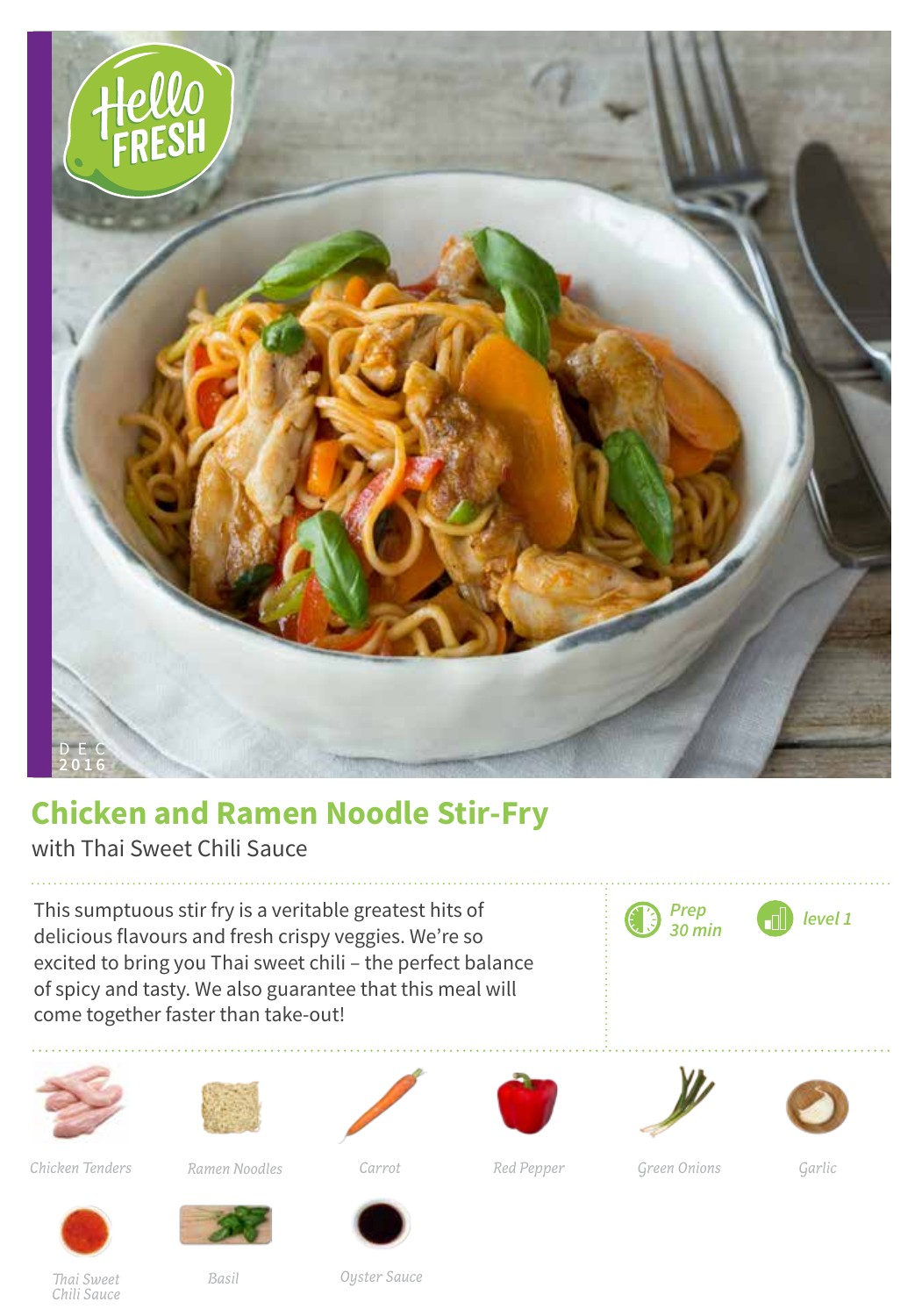DEC 2016

# Chicken and Ramen Noodle Stir-Fry

with Thai Sweet Chili Sauce

This sumptuous stir fry is a veritable greatest hits of delicious flavours and fresh crispy veggies. We're so excited to bring you Thai sweet chili – the perfect balance of spicy and tasty. We also guarantee that this meal will come together faster than take-out!

*Prep 30 min*

*level 1*

*Chicken Tenders*

*Ramen Noodles*

*Carrot*

*Red Pepper*

*Green Onions*

*Garlic*

*Thai Sweet Chili Sauce*

*Basil*

*Oyster Sauce*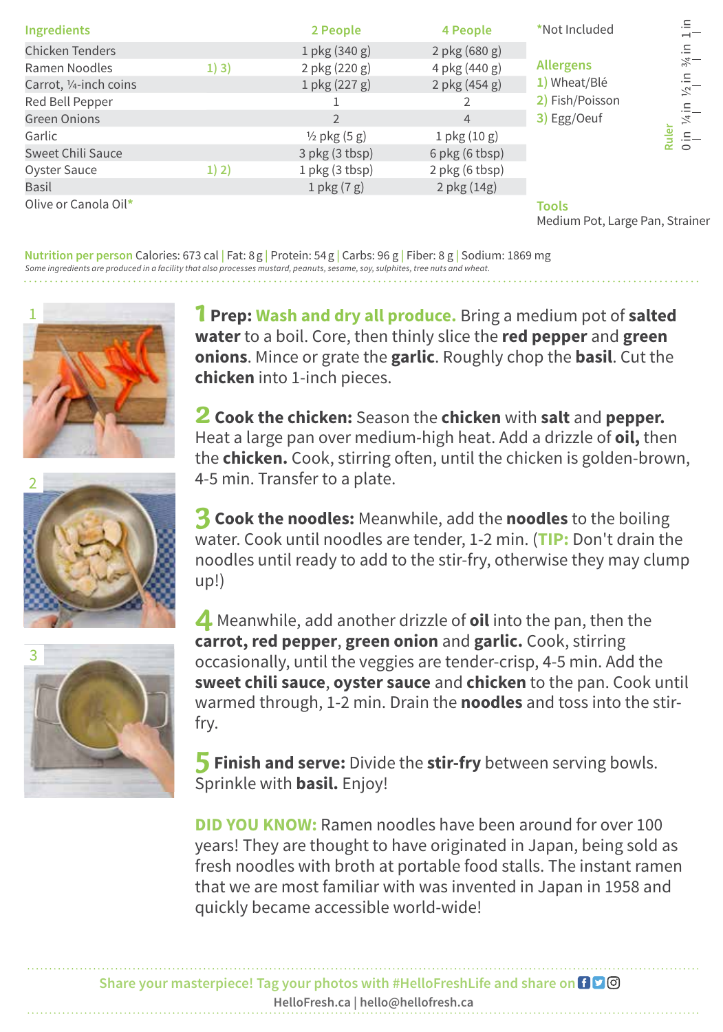| Ingredients | | 2 People | 4 People |
|---|---|---|---|
| Chicken Tenders | | 1 pkg (340 g) | 2 pkg (680 g) |
| Ramen Noodles | 1) 3) | 2 pkg (220 g) | 4 pkg (440 g) |
| Carrot, ¼-inch coins | | 1 pkg (227 g) | 2 pkg (454 g) |
| Red Bell Pepper | | 1 | 2 |
| Green Onions | | 2 | 4 |
| Garlic | | ½ pkg (5 g) | 1 pkg (10 g) |
| Sweet Chili Sauce | | 3 pkg (3 tbsp) | 6 pkg (6 tbsp) |
| Oyster Sauce | 1) 2) | 1 pkg (3 tbsp) | 2 pkg (6 tbsp) |
| Basil | | 1 pkg (7 g) | 2 pkg (14g) |
| Olive or Canola Oil* | | | |

*Not Included

**Allergens**
1) Wheat/Blé
2) Fish/Poisson
3) Egg/Oeuf

**Tools**
Medium Pot, Large Pan, Strainer

Ruler: 0 in, ¼ in, ½ in, ¾ in, 1 in

**Nutrition per person** Calories: 673 cal | Fat: 8 g | Protein: 54 g | Carbs: 96 g | Fiber: 8 g | Sodium: 1869 mg

*Some ingredients are produced in a facility that also processes mustard, peanuts, sesame, soy, sulphites, tree nuts and wheat.*

**1 Prep: Wash and dry all produce.** Bring a medium pot of **salted water** to a boil. Core, then thinly slice the **red pepper** and **green onions**. Mince or grate the **garlic**. Roughly chop the **basil**. Cut the **chicken** into 1-inch pieces.

**2 Cook the chicken:** Season the **chicken** with **salt** and **pepper.** Heat a large pan over medium-high heat. Add a drizzle of **oil,** then the **chicken.** Cook, stirring often, until the chicken is golden-brown, 4-5 min. Transfer to a plate.

**3 Cook the noodles:** Meanwhile, add the **noodles** to the boiling water. Cook until noodles are tender, 1-2 min. (**TIP:** Don't drain the noodles until ready to add to the stir-fry, otherwise they may clump up!)

**4** Meanwhile, add another drizzle of **oil** into the pan, then the **carrot, red pepper**, **green onion** and **garlic.** Cook, stirring occasionally, until the veggies are tender-crisp, 4-5 min. Add the **sweet chili sauce**, **oyster sauce** and **chicken** to the pan. Cook until warmed through, 1-2 min. Drain the **noodles** and toss into the stir-fry.

**5 Finish and serve:** Divide the **stir-fry** between serving bowls. Sprinkle with **basil.** Enjoy!

**DID YOU KNOW:** Ramen noodles have been around for over 100 years! They are thought to have originated in Japan, being sold as fresh noodles with broth at portable food stalls. The instant ramen that we are most familiar with was invented in Japan in 1958 and quickly became accessible world-wide!

Share your masterpiece! Tag your photos with #HelloFreshLife and share on

HelloFresh.ca | hello@hellofresh.ca